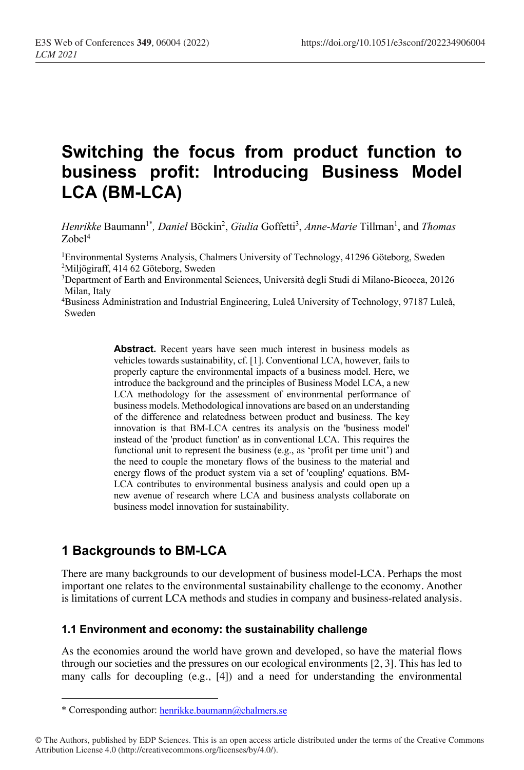# Switching the focus from product function to business profit: Introducing Business Model LCA (BM-LCA)

*Henrikke* Baumann[1*], *Daniel* Böckin[2], *Giulia* Goffetti[3], *Anne-Marie* Tillman[1], and *Thomas* Zobel[4]

[1]Environmental Systems Analysis, Chalmers University of Technology, 41296 Göteborg, Sweden
[2]Miljögiraff, 414 62 Göteborg, Sweden
[3]Department of Earth and Environmental Sciences, Università degli Studi di Milano-Bicocca, 20126 Milan, Italy
[4]Business Administration and Industrial Engineering, Luleå University of Technology, 97187 Luleå, Sweden

**Abstract.** Recent years have seen much interest in business models as vehicles towards sustainability, cf. [1]. Conventional LCA, however, fails to properly capture the environmental impacts of a business model. Here, we introduce the background and the principles of Business Model LCA, a new LCA methodology for the assessment of environmental performance of business models. Methodological innovations are based on an understanding of the difference and relatedness between product and business. The key innovation is that BM-LCA centres its analysis on the 'business model' instead of the 'product function' as in conventional LCA. This requires the functional unit to represent the business (e.g., as 'profit per time unit') and the need to couple the monetary flows of the business to the material and energy flows of the product system via a set of 'coupling' equations. BM-LCA contributes to environmental business analysis and could open up a new avenue of research where LCA and business analysts collaborate on business model innovation for sustainability.

## 1 Backgrounds to BM-LCA

There are many backgrounds to our development of business model-LCA. Perhaps the most important one relates to the environmental sustainability challenge to the economy. Another is limitations of current LCA methods and studies in company and business-related analysis.

### 1.1 Environment and economy: the sustainability challenge

As the economies around the world have grown and developed, so have the material flows through our societies and the pressures on our ecological environments [2, 3]. This has led to many calls for decoupling (e.g., [4]) and a need for understanding the environmental

* Corresponding author: henrikke.baumann@chalmers.se

© The Authors, published by EDP Sciences. This is an open access article distributed under the terms of the Creative Commons Attribution License 4.0 (http://creativecommons.org/licenses/by/4.0/).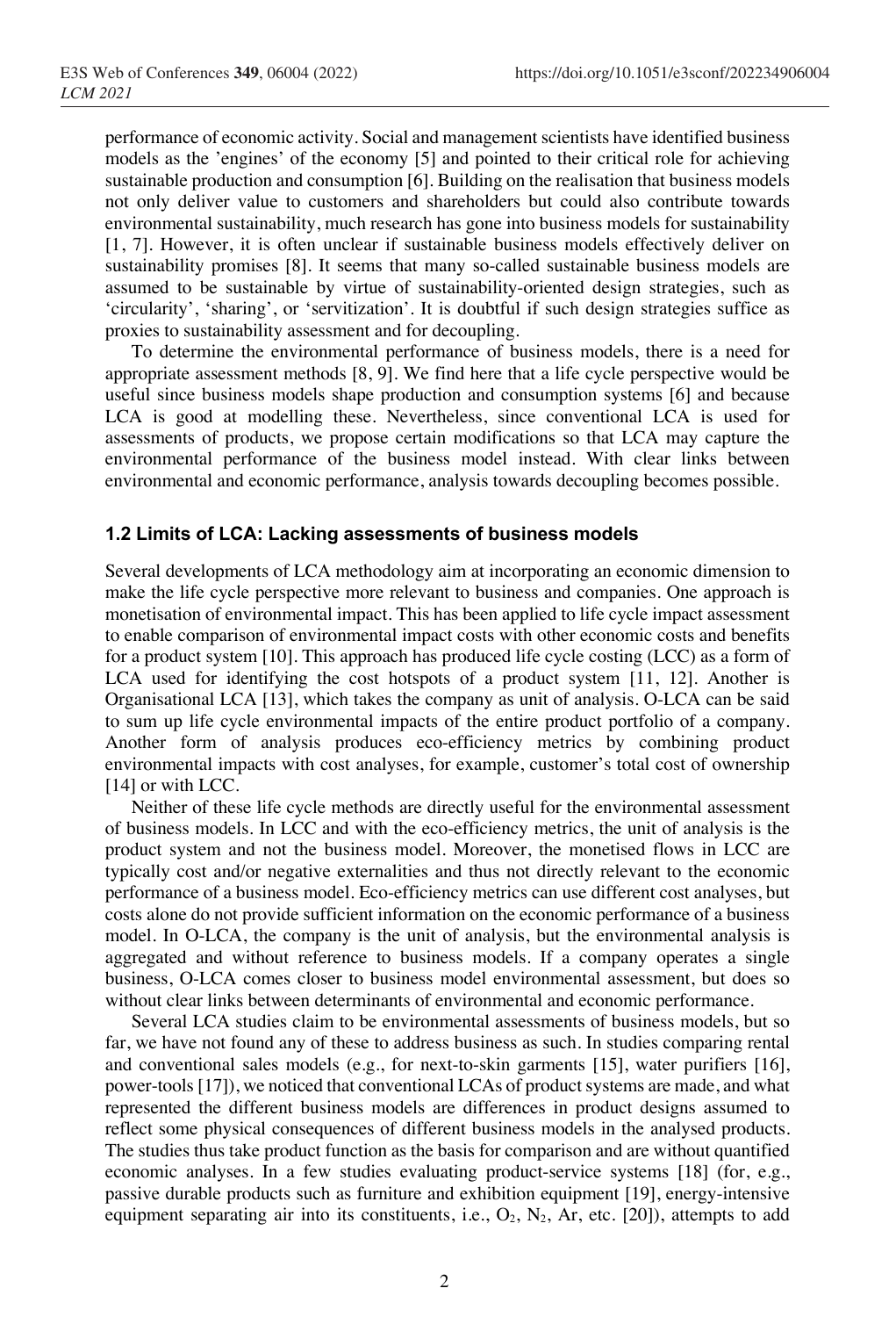performance of economic activity. Social and management scientists have identified business models as the 'engines' of the economy [5] and pointed to their critical role for achieving sustainable production and consumption [6]. Building on the realisation that business models not only deliver value to customers and shareholders but could also contribute towards environmental sustainability, much research has gone into business models for sustainability [1, 7]. However, it is often unclear if sustainable business models effectively deliver on sustainability promises [8]. It seems that many so-called sustainable business models are assumed to be sustainable by virtue of sustainability-oriented design strategies, such as 'circularity', 'sharing', or 'servitization'. It is doubtful if such design strategies suffice as proxies to sustainability assessment and for decoupling.

To determine the environmental performance of business models, there is a need for appropriate assessment methods [8, 9]. We find here that a life cycle perspective would be useful since business models shape production and consumption systems [6] and because LCA is good at modelling these. Nevertheless, since conventional LCA is used for assessments of products, we propose certain modifications so that LCA may capture the environmental performance of the business model instead. With clear links between environmental and economic performance, analysis towards decoupling becomes possible.

### 1.2 Limits of LCA: Lacking assessments of business models

Several developments of LCA methodology aim at incorporating an economic dimension to make the life cycle perspective more relevant to business and companies. One approach is monetisation of environmental impact. This has been applied to life cycle impact assessment to enable comparison of environmental impact costs with other economic costs and benefits for a product system [10]. This approach has produced life cycle costing (LCC) as a form of LCA used for identifying the cost hotspots of a product system [11, 12]. Another is Organisational LCA [13], which takes the company as unit of analysis. O-LCA can be said to sum up life cycle environmental impacts of the entire product portfolio of a company. Another form of analysis produces eco-efficiency metrics by combining product environmental impacts with cost analyses, for example, customer's total cost of ownership [14] or with LCC.

Neither of these life cycle methods are directly useful for the environmental assessment of business models. In LCC and with the eco-efficiency metrics, the unit of analysis is the product system and not the business model. Moreover, the monetised flows in LCC are typically cost and/or negative externalities and thus not directly relevant to the economic performance of a business model. Eco-efficiency metrics can use different cost analyses, but costs alone do not provide sufficient information on the economic performance of a business model. In O-LCA, the company is the unit of analysis, but the environmental analysis is aggregated and without reference to business models. If a company operates a single business, O-LCA comes closer to business model environmental assessment, but does so without clear links between determinants of environmental and economic performance.

Several LCA studies claim to be environmental assessments of business models, but so far, we have not found any of these to address business as such. In studies comparing rental and conventional sales models (e.g., for next-to-skin garments [15], water purifiers [16], power-tools [17]), we noticed that conventional LCAs of product systems are made, and what represented the different business models are differences in product designs assumed to reflect some physical consequences of different business models in the analysed products. The studies thus take product function as the basis for comparison and are without quantified economic analyses. In a few studies evaluating product-service systems [18] (for, e.g., passive durable products such as furniture and exhibition equipment [19], energy-intensive equipment separating air into its constituents, i.e., $O_2$, $N_2$, Ar, etc. [20]), attempts to add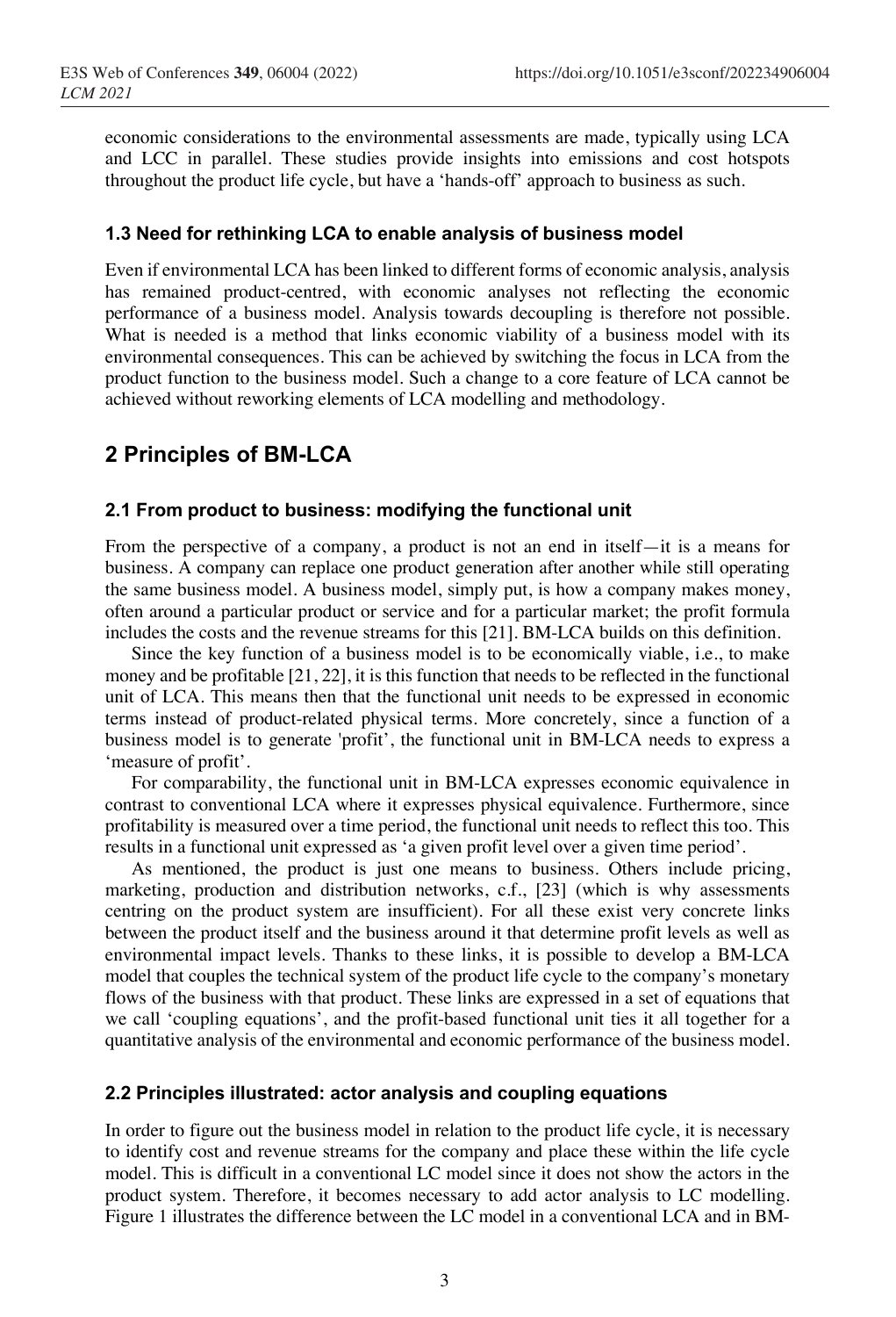economic considerations to the environmental assessments are made, typically using LCA and LCC in parallel. These studies provide insights into emissions and cost hotspots throughout the product life cycle, but have a 'hands-off' approach to business as such.

### 1.3 Need for rethinking LCA to enable analysis of business model

Even if environmental LCA has been linked to different forms of economic analysis, analysis has remained product-centred, with economic analyses not reflecting the economic performance of a business model. Analysis towards decoupling is therefore not possible. What is needed is a method that links economic viability of a business model with its environmental consequences. This can be achieved by switching the focus in LCA from the product function to the business model. Such a change to a core feature of LCA cannot be achieved without reworking elements of LCA modelling and methodology.

## 2 Principles of BM-LCA

### 2.1 From product to business: modifying the functional unit

From the perspective of a company, a product is not an end in itself—it is a means for business. A company can replace one product generation after another while still operating the same business model. A business model, simply put, is how a company makes money, often around a particular product or service and for a particular market; the profit formula includes the costs and the revenue streams for this [21]. BM-LCA builds on this definition.

Since the key function of a business model is to be economically viable, i.e., to make money and be profitable [21, 22], it is this function that needs to be reflected in the functional unit of LCA. This means then that the functional unit needs to be expressed in economic terms instead of product-related physical terms. More concretely, since a function of a business model is to generate 'profit', the functional unit in BM-LCA needs to express a 'measure of profit'.

For comparability, the functional unit in BM-LCA expresses economic equivalence in contrast to conventional LCA where it expresses physical equivalence. Furthermore, since profitability is measured over a time period, the functional unit needs to reflect this too. This results in a functional unit expressed as 'a given profit level over a given time period'.

As mentioned, the product is just one means to business. Others include pricing, marketing, production and distribution networks, c.f., [23] (which is why assessments centring on the product system are insufficient). For all these exist very concrete links between the product itself and the business around it that determine profit levels as well as environmental impact levels. Thanks to these links, it is possible to develop a BM-LCA model that couples the technical system of the product life cycle to the company's monetary flows of the business with that product. These links are expressed in a set of equations that we call 'coupling equations', and the profit-based functional unit ties it all together for a quantitative analysis of the environmental and economic performance of the business model.

### 2.2 Principles illustrated: actor analysis and coupling equations

In order to figure out the business model in relation to the product life cycle, it is necessary to identify cost and revenue streams for the company and place these within the life cycle model. This is difficult in a conventional LC model since it does not show the actors in the product system. Therefore, it becomes necessary to add actor analysis to LC modelling. Figure 1 illustrates the difference between the LC model in a conventional LCA and in BM-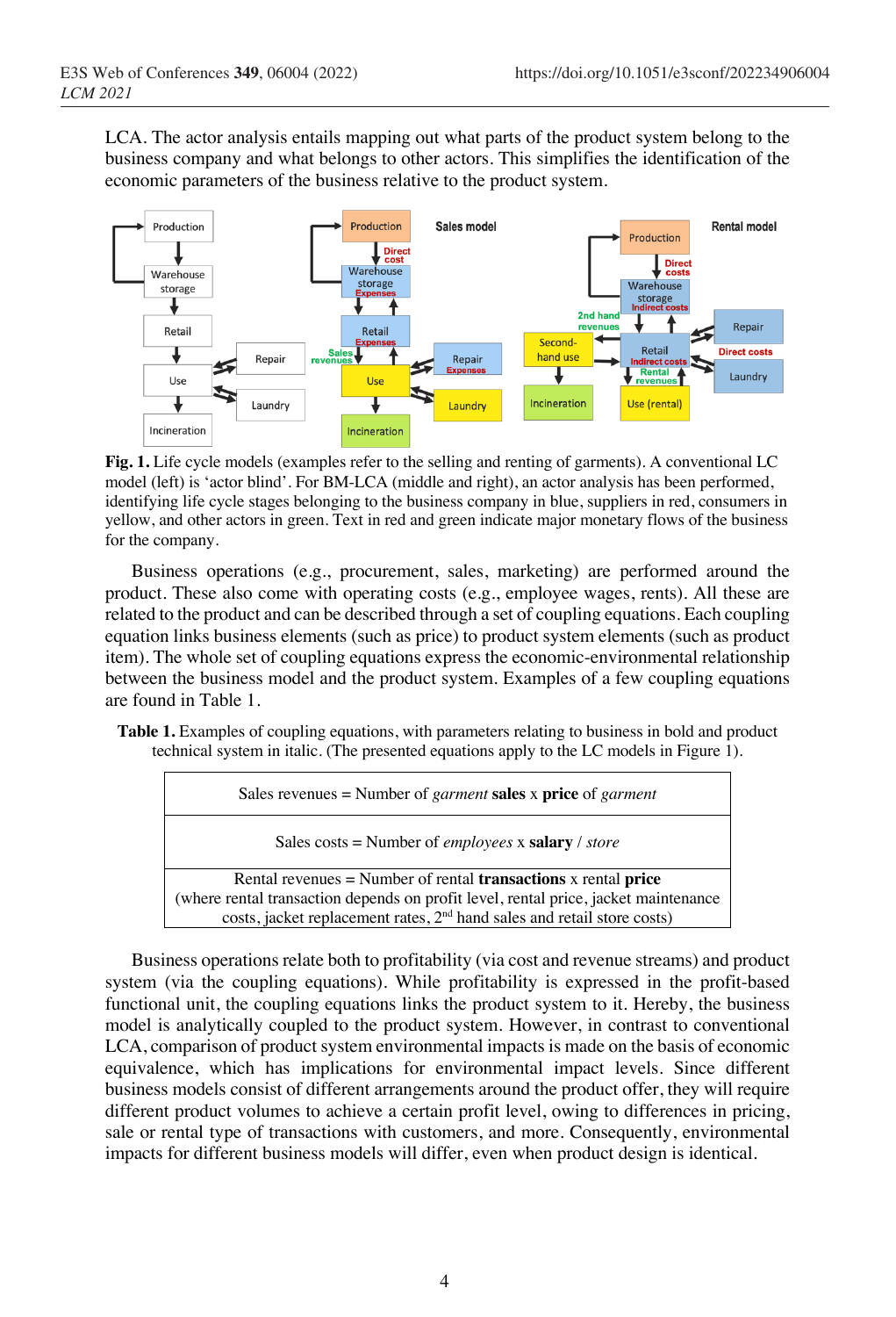LCA. The actor analysis entails mapping out what parts of the product system belong to the business company and what belongs to other actors. This simplifies the identification of the economic parameters of the business relative to the product system.

**Fig. 1.** Life cycle models (examples refer to the selling and renting of garments). A conventional LC model (left) is 'actor blind'. For BM-LCA (middle and right), an actor analysis has been performed, identifying life cycle stages belonging to the business company in blue, suppliers in red, consumers in yellow, and other actors in green. Text in red and green indicate major monetary flows of the business for the company.

Business operations (e.g., procurement, sales, marketing) are performed around the product. These also come with operating costs (e.g., employee wages, rents). All these are related to the product and can be described through a set of coupling equations. Each coupling equation links business elements (such as price) to product system elements (such as product item). The whole set of coupling equations express the economic-environmental relationship between the business model and the product system. Examples of a few coupling equations are found in Table 1.

**Table 1.** Examples of coupling equations, with parameters relating to business in bold and product technical system in italic. (The presented equations apply to the LC models in Figure 1).

| |
|---|
| Sales revenues = Number of *garment* **sales** x **price** of *garment* |
| Sales costs = Number of *employees* x **salary** / *store* |
| Rental revenues = Number of rental **transactions** x rental **price** (where rental transaction depends on profit level, rental price, jacket maintenance costs, jacket replacement rates, 2nd hand sales and retail store costs) |

Business operations relate both to profitability (via cost and revenue streams) and product system (via the coupling equations). While profitability is expressed in the profit-based functional unit, the coupling equations links the product system to it. Hereby, the business model is analytically coupled to the product system. However, in contrast to conventional LCA, comparison of product system environmental impacts is made on the basis of economic equivalence, which has implications for environmental impact levels. Since different business models consist of different arrangements around the product offer, they will require different product volumes to achieve a certain profit level, owing to differences in pricing, sale or rental type of transactions with customers, and more. Consequently, environmental impacts for different business models will differ, even when product design is identical.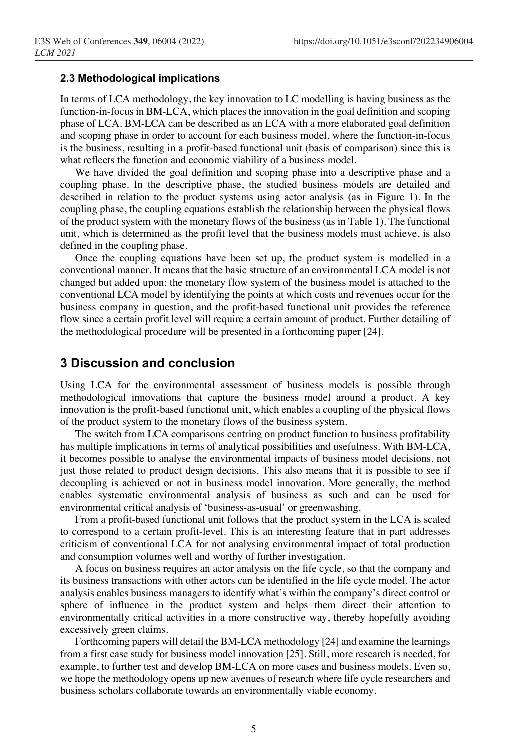### 2.3 Methodological implications

In terms of LCA methodology, the key innovation to LC modelling is having business as the function-in-focus in BM-LCA, which places the innovation in the goal definition and scoping phase of LCA. BM-LCA can be described as an LCA with a more elaborated goal definition and scoping phase in order to account for each business model, where the function-in-focus is the business, resulting in a profit-based functional unit (basis of comparison) since this is what reflects the function and economic viability of a business model.

We have divided the goal definition and scoping phase into a descriptive phase and a coupling phase. In the descriptive phase, the studied business models are detailed and described in relation to the product systems using actor analysis (as in Figure 1). In the coupling phase, the coupling equations establish the relationship between the physical flows of the product system with the monetary flows of the business (as in Table 1). The functional unit, which is determined as the profit level that the business models must achieve, is also defined in the coupling phase.

Once the coupling equations have been set up, the product system is modelled in a conventional manner. It means that the basic structure of an environmental LCA model is not changed but added upon: the monetary flow system of the business model is attached to the conventional LCA model by identifying the points at which costs and revenues occur for the business company in question, and the profit-based functional unit provides the reference flow since a certain profit level will require a certain amount of product. Further detailing of the methodological procedure will be presented in a forthcoming paper [24].

## 3 Discussion and conclusion

Using LCA for the environmental assessment of business models is possible through methodological innovations that capture the business model around a product. A key innovation is the profit-based functional unit, which enables a coupling of the physical flows of the product system to the monetary flows of the business system.

The switch from LCA comparisons centring on product function to business profitability has multiple implications in terms of analytical possibilities and usefulness. With BM-LCA, it becomes possible to analyse the environmental impacts of business model decisions, not just those related to product design decisions. This also means that it is possible to see if decoupling is achieved or not in business model innovation. More generally, the method enables systematic environmental analysis of business as such and can be used for environmental critical analysis of 'business-as-usual' or greenwashing.

From a profit-based functional unit follows that the product system in the LCA is scaled to correspond to a certain profit-level. This is an interesting feature that in part addresses criticism of conventional LCA for not analysing environmental impact of total production and consumption volumes well and worthy of further investigation.

A focus on business requires an actor analysis on the life cycle, so that the company and its business transactions with other actors can be identified in the life cycle model. The actor analysis enables business managers to identify what's within the company's direct control or sphere of influence in the product system and helps them direct their attention to environmentally critical activities in a more constructive way, thereby hopefully avoiding excessively green claims.

Forthcoming papers will detail the BM-LCA methodology [24] and examine the learnings from a first case study for business model innovation [25]. Still, more research is needed, for example, to further test and develop BM-LCA on more cases and business models. Even so, we hope the methodology opens up new avenues of research where life cycle researchers and business scholars collaborate towards an environmentally viable economy.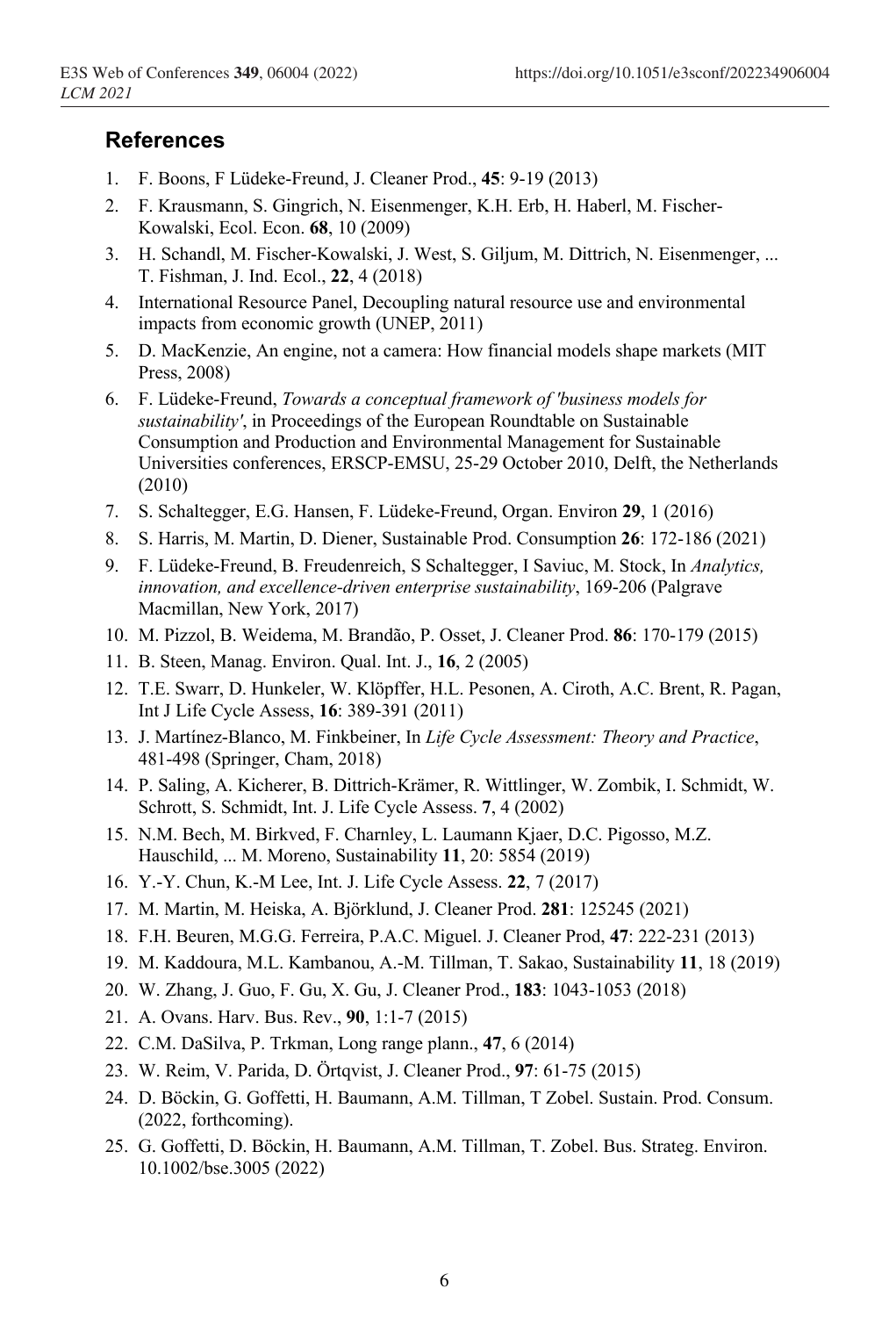## References

1. F. Boons, F Lüdeke-Freund, J. Cleaner Prod., **45**: 9-19 (2013)
2. F. Krausmann, S. Gingrich, N. Eisenmenger, K.H. Erb, H. Haberl, M. Fischer-Kowalski, Ecol. Econ. **68**, 10 (2009)
3. H. Schandl, M. Fischer-Kowalski, J. West, S. Giljum, M. Dittrich, N. Eisenmenger, ... T. Fishman, J. Ind. Ecol., **22**, 4 (2018)
4. International Resource Panel, Decoupling natural resource use and environmental impacts from economic growth (UNEP, 2011)
5. D. MacKenzie, An engine, not a camera: How financial models shape markets (MIT Press, 2008)
6. F. Lüdeke-Freund, *Towards a conceptual framework of 'business models for sustainability'*, in Proceedings of the European Roundtable on Sustainable Consumption and Production and Environmental Management for Sustainable Universities conferences, ERSCP-EMSU, 25-29 October 2010, Delft, the Netherlands (2010)
7. S. Schaltegger, E.G. Hansen, F. Lüdeke-Freund, Organ. Environ **29**, 1 (2016)
8. S. Harris, M. Martin, D. Diener, Sustainable Prod. Consumption **26**: 172-186 (2021)
9. F. Lüdeke-Freund, B. Freudenreich, S Schaltegger, I Saviuc, M. Stock, In *Analytics, innovation, and excellence-driven enterprise sustainability*, 169-206 (Palgrave Macmillan, New York, 2017)
10. M. Pizzol, B. Weidema, M. Brandão, P. Osset, J. Cleaner Prod. **86**: 170-179 (2015)
11. B. Steen, Manag. Environ. Qual. Int. J., **16**, 2 (2005)
12. T.E. Swarr, D. Hunkeler, W. Klöpffer, H.L. Pesonen, A. Ciroth, A.C. Brent, R. Pagan, Int J Life Cycle Assess, **16**: 389-391 (2011)
13. J. Martínez-Blanco, M. Finkbeiner, In *Life Cycle Assessment: Theory and Practice*, 481-498 (Springer, Cham, 2018)
14. P. Saling, A. Kicherer, B. Dittrich-Krämer, R. Wittlinger, W. Zombik, I. Schmidt, W. Schrott, S. Schmidt, Int. J. Life Cycle Assess. **7**, 4 (2002)
15. N.M. Bech, M. Birkved, F. Charnley, L. Laumann Kjaer, D.C. Pigosso, M.Z. Hauschild, ... M. Moreno, Sustainability **11**, 20: 5854 (2019)
16. Y.-Y. Chun, K.-M Lee, Int. J. Life Cycle Assess. **22**, 7 (2017)
17. M. Martin, M. Heiska, A. Björklund, J. Cleaner Prod. **281**: 125245 (2021)
18. F.H. Beuren, M.G.G. Ferreira, P.A.C. Miguel. J. Cleaner Prod, **47**: 222-231 (2013)
19. M. Kaddoura, M.L. Kambanou, A.-M. Tillman, T. Sakao, Sustainability **11**, 18 (2019)
20. W. Zhang, J. Guo, F. Gu, X. Gu, J. Cleaner Prod., **183**: 1043-1053 (2018)
21. A. Ovans. Harv. Bus. Rev., **90**, 1:1-7 (2015)
22. C.M. DaSilva, P. Trkman, Long range plann., **47**, 6 (2014)
23. W. Reim, V. Parida, D. Örtqvist, J. Cleaner Prod., **97**: 61-75 (2015)
24. D. Böckin, G. Goffetti, H. Baumann, A.M. Tillman, T Zobel. Sustain. Prod. Consum. (2022, forthcoming).
25. G. Goffetti, D. Böckin, H. Baumann, A.M. Tillman, T. Zobel. Bus. Strateg. Environ. 10.1002/bse.3005 (2022)